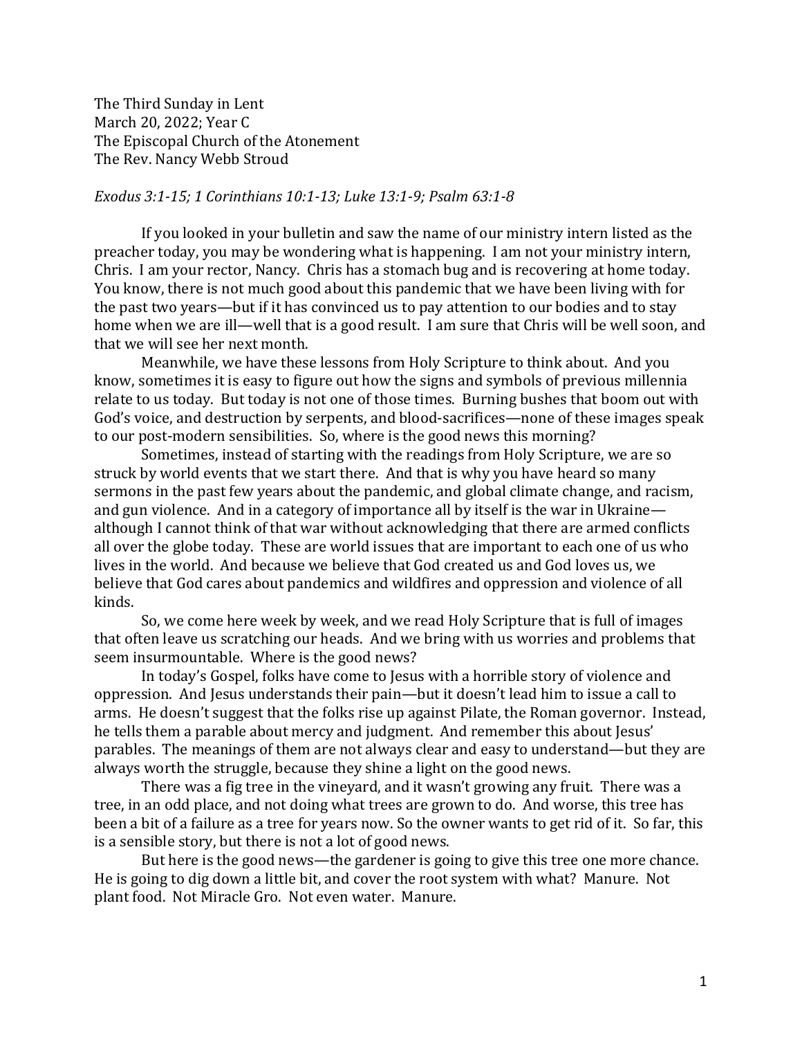The Third Sunday in Lent
March 20, 2022; Year C
The Episcopal Church of the Atonement
The Rev. Nancy Webb Stroud

*Exodus 3:1-15; 1 Corinthians 10:1-13; Luke 13:1-9; Psalm 63:1-8*

If you looked in your bulletin and saw the name of our ministry intern listed as the preacher today, you may be wondering what is happening. I am not your ministry intern, Chris. I am your rector, Nancy. Chris has a stomach bug and is recovering at home today. You know, there is not much good about this pandemic that we have been living with for the past two years—but if it has convinced us to pay attention to our bodies and to stay home when we are ill—well that is a good result. I am sure that Chris will be well soon, and that we will see her next month.

Meanwhile, we have these lessons from Holy Scripture to think about. And you know, sometimes it is easy to figure out how the signs and symbols of previous millennia relate to us today. But today is not one of those times. Burning bushes that boom out with God's voice, and destruction by serpents, and blood-sacrifices—none of these images speak to our post-modern sensibilities. So, where is the good news this morning?

Sometimes, instead of starting with the readings from Holy Scripture, we are so struck by world events that we start there. And that is why you have heard so many sermons in the past few years about the pandemic, and global climate change, and racism, and gun violence. And in a category of importance all by itself is the war in Ukraine—although I cannot think of that war without acknowledging that there are armed conflicts all over the globe today. These are world issues that are important to each one of us who lives in the world. And because we believe that God created us and God loves us, we believe that God cares about pandemics and wildfires and oppression and violence of all kinds.

So, we come here week by week, and we read Holy Scripture that is full of images that often leave us scratching our heads. And we bring with us worries and problems that seem insurmountable. Where is the good news?

In today's Gospel, folks have come to Jesus with a horrible story of violence and oppression. And Jesus understands their pain—but it doesn't lead him to issue a call to arms. He doesn't suggest that the folks rise up against Pilate, the Roman governor. Instead, he tells them a parable about mercy and judgment. And remember this about Jesus' parables. The meanings of them are not always clear and easy to understand—but they are always worth the struggle, because they shine a light on the good news.

There was a fig tree in the vineyard, and it wasn't growing any fruit. There was a tree, in an odd place, and not doing what trees are grown to do. And worse, this tree has been a bit of a failure as a tree for years now. So the owner wants to get rid of it. So far, this is a sensible story, but there is not a lot of good news.

But here is the good news—the gardener is going to give this tree one more chance. He is going to dig down a little bit, and cover the root system with what? Manure. Not plant food. Not Miracle Gro. Not even water. Manure.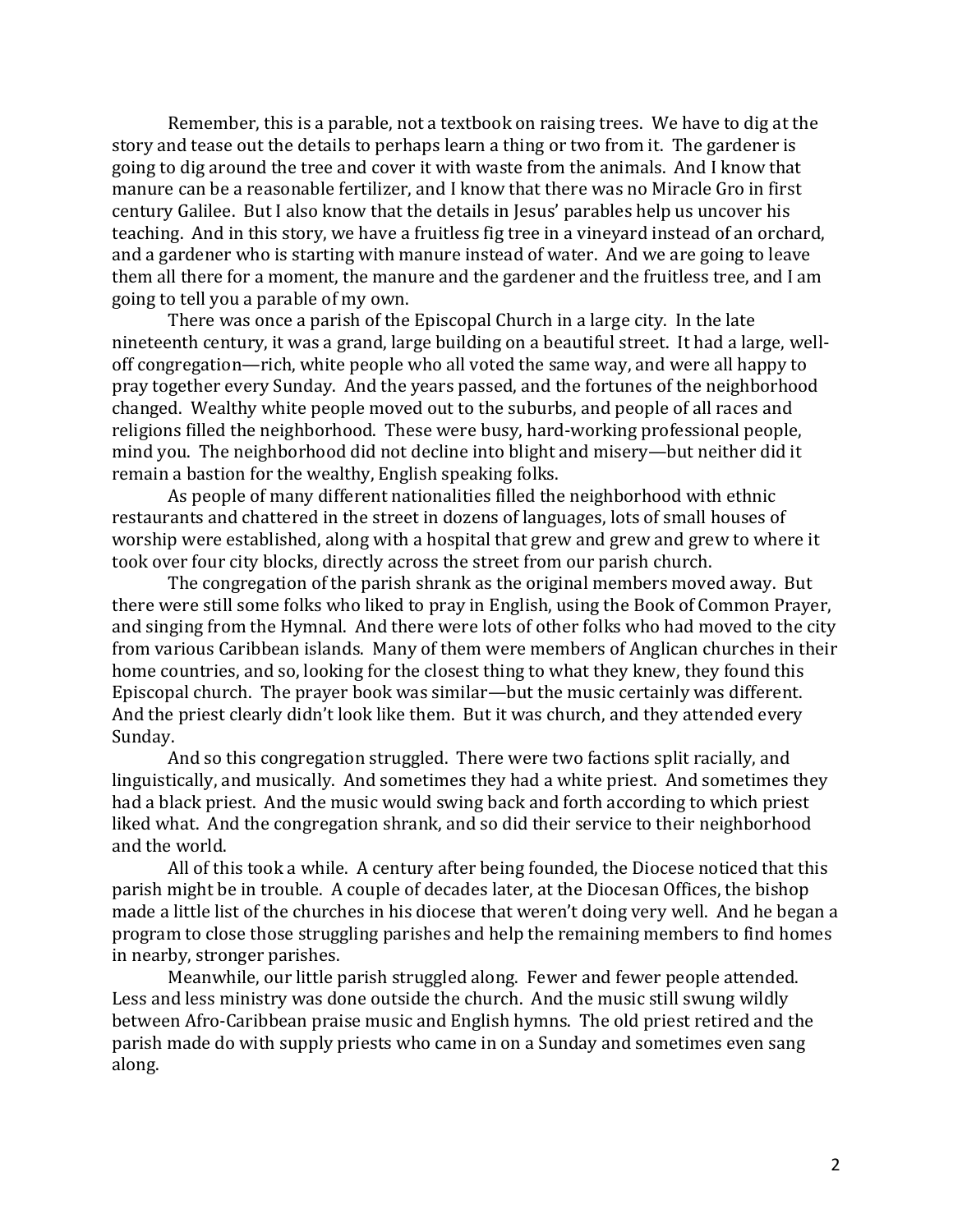Remember, this is a parable, not a textbook on raising trees. We have to dig at the story and tease out the details to perhaps learn a thing or two from it. The gardener is going to dig around the tree and cover it with waste from the animals. And I know that manure can be a reasonable fertilizer, and I know that there was no Miracle Gro in first century Galilee. But I also know that the details in Jesus' parables help us uncover his teaching. And in this story, we have a fruitless fig tree in a vineyard instead of an orchard, and a gardener who is starting with manure instead of water. And we are going to leave them all there for a moment, the manure and the gardener and the fruitless tree, and I am going to tell you a parable of my own.

There was once a parish of the Episcopal Church in a large city. In the late nineteenth century, it was a grand, large building on a beautiful street. It had a large, well-off congregation—rich, white people who all voted the same way, and were all happy to pray together every Sunday. And the years passed, and the fortunes of the neighborhood changed. Wealthy white people moved out to the suburbs, and people of all races and religions filled the neighborhood. These were busy, hard-working professional people, mind you. The neighborhood did not decline into blight and misery—but neither did it remain a bastion for the wealthy, English speaking folks.

As people of many different nationalities filled the neighborhood with ethnic restaurants and chattered in the street in dozens of languages, lots of small houses of worship were established, along with a hospital that grew and grew and grew to where it took over four city blocks, directly across the street from our parish church.

The congregation of the parish shrank as the original members moved away. But there were still some folks who liked to pray in English, using the Book of Common Prayer, and singing from the Hymnal. And there were lots of other folks who had moved to the city from various Caribbean islands. Many of them were members of Anglican churches in their home countries, and so, looking for the closest thing to what they knew, they found this Episcopal church. The prayer book was similar—but the music certainly was different. And the priest clearly didn't look like them. But it was church, and they attended every Sunday.

And so this congregation struggled. There were two factions split racially, and linguistically, and musically. And sometimes they had a white priest. And sometimes they had a black priest. And the music would swing back and forth according to which priest liked what. And the congregation shrank, and so did their service to their neighborhood and the world.

All of this took a while. A century after being founded, the Diocese noticed that this parish might be in trouble. A couple of decades later, at the Diocesan Offices, the bishop made a little list of the churches in his diocese that weren't doing very well. And he began a program to close those struggling parishes and help the remaining members to find homes in nearby, stronger parishes.

Meanwhile, our little parish struggled along. Fewer and fewer people attended. Less and less ministry was done outside the church. And the music still swung wildly between Afro-Caribbean praise music and English hymns. The old priest retired and the parish made do with supply priests who came in on a Sunday and sometimes even sang along.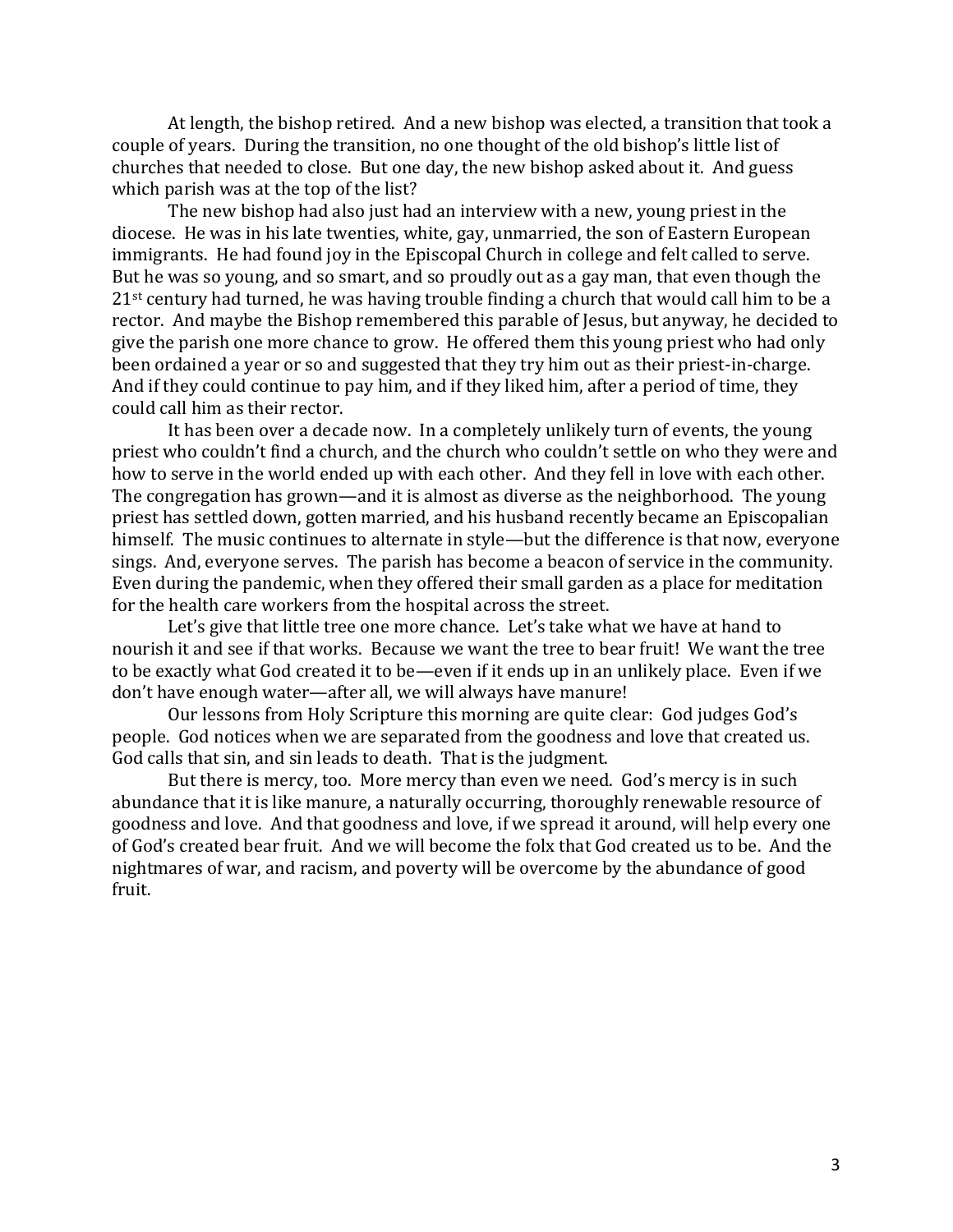At length, the bishop retired. And a new bishop was elected, a transition that took a couple of years. During the transition, no one thought of the old bishop's little list of churches that needed to close. But one day, the new bishop asked about it. And guess which parish was at the top of the list?

The new bishop had also just had an interview with a new, young priest in the diocese. He was in his late twenties, white, gay, unmarried, the son of Eastern European immigrants. He had found joy in the Episcopal Church in college and felt called to serve. But he was so young, and so smart, and so proudly out as a gay man, that even though the 21st century had turned, he was having trouble finding a church that would call him to be a rector. And maybe the Bishop remembered this parable of Jesus, but anyway, he decided to give the parish one more chance to grow. He offered them this young priest who had only been ordained a year or so and suggested that they try him out as their priest-in-charge. And if they could continue to pay him, and if they liked him, after a period of time, they could call him as their rector.

It has been over a decade now. In a completely unlikely turn of events, the young priest who couldn't find a church, and the church who couldn't settle on who they were and how to serve in the world ended up with each other. And they fell in love with each other. The congregation has grown—and it is almost as diverse as the neighborhood. The young priest has settled down, gotten married, and his husband recently became an Episcopalian himself. The music continues to alternate in style—but the difference is that now, everyone sings. And, everyone serves. The parish has become a beacon of service in the community. Even during the pandemic, when they offered their small garden as a place for meditation for the health care workers from the hospital across the street.

Let's give that little tree one more chance. Let's take what we have at hand to nourish it and see if that works. Because we want the tree to bear fruit! We want the tree to be exactly what God created it to be—even if it ends up in an unlikely place. Even if we don't have enough water—after all, we will always have manure!

Our lessons from Holy Scripture this morning are quite clear: God judges God's people. God notices when we are separated from the goodness and love that created us. God calls that sin, and sin leads to death. That is the judgment.

But there is mercy, too. More mercy than even we need. God's mercy is in such abundance that it is like manure, a naturally occurring, thoroughly renewable resource of goodness and love. And that goodness and love, if we spread it around, will help every one of God's created bear fruit. And we will become the folx that God created us to be. And the nightmares of war, and racism, and poverty will be overcome by the abundance of good fruit.